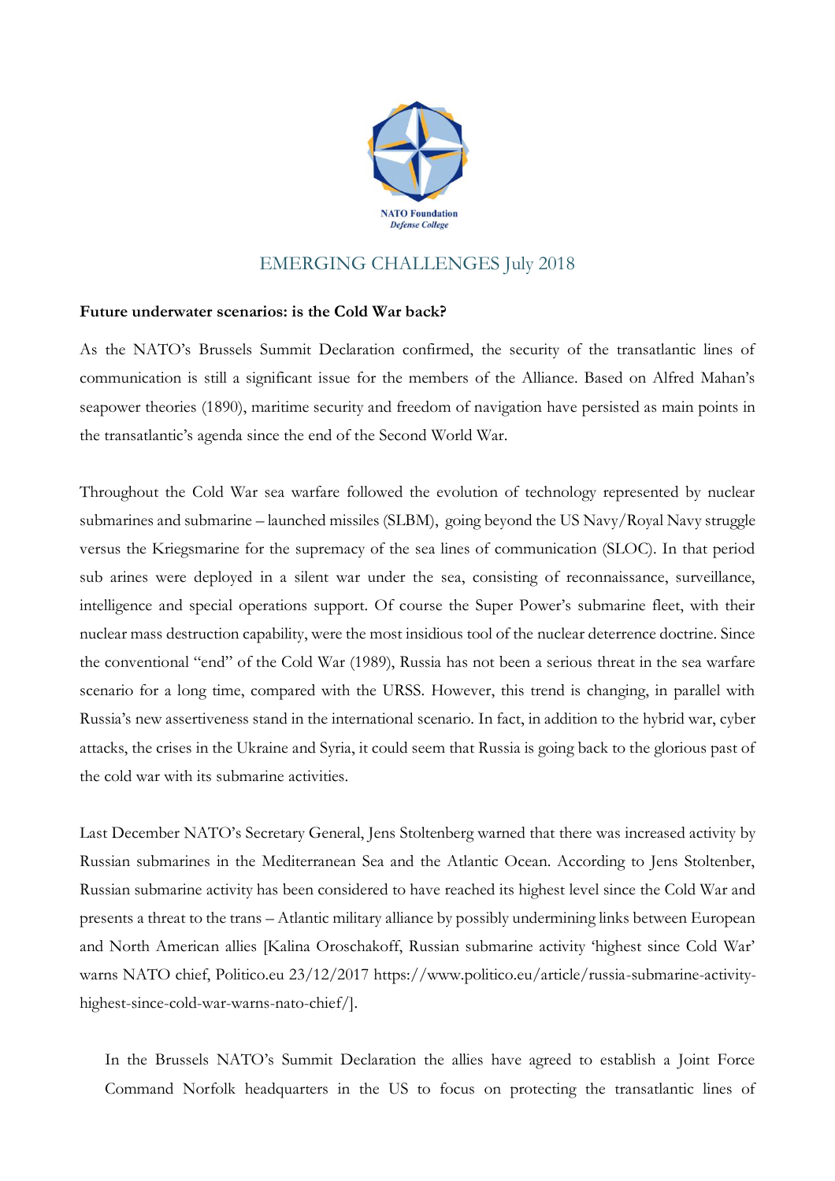NATO Foundation
*Defense College*

## EMERGING CHALLENGES July 2018

**Future underwater scenarios: is the Cold War back?**

As the NATO's Brussels Summit Declaration confirmed, the security of the transatlantic lines of communication is still a significant issue for the members of the Alliance. Based on Alfred Mahan's seapower theories (1890), maritime security and freedom of navigation have persisted as main points in the transatlantic's agenda since the end of the Second World War.

Throughout the Cold War sea warfare followed the evolution of technology represented by nuclear submarines and submarine – launched missiles (SLBM), going beyond the US Navy/Royal Navy struggle versus the Kriegsmarine for the supremacy of the sea lines of communication (SLOC). In that period sub arines were deployed in a silent war under the sea, consisting of reconnaissance, surveillance, intelligence and special operations support. Of course the Super Power's submarine fleet, with their nuclear mass destruction capability, were the most insidious tool of the nuclear deterrence doctrine. Since the conventional "end" of the Cold War (1989), Russia has not been a serious threat in the sea warfare scenario for a long time, compared with the URSS. However, this trend is changing, in parallel with Russia's new assertiveness stand in the international scenario. In fact, in addition to the hybrid war, cyber attacks, the crises in the Ukraine and Syria, it could seem that Russia is going back to the glorious past of the cold war with its submarine activities.

Last December NATO's Secretary General, Jens Stoltenberg warned that there was increased activity by Russian submarines in the Mediterranean Sea and the Atlantic Ocean. According to Jens Stoltenber, Russian submarine activity has been considered to have reached its highest level since the Cold War and presents a threat to the trans – Atlantic military alliance by possibly undermining links between European and North American allies [Kalina Oroschakoff, Russian submarine activity 'highest since Cold War' warns NATO chief, Politico.eu 23/12/2017 https://www.politico.eu/article/russia-submarine-activity-highest-since-cold-war-warns-nato-chief/].

In the Brussels NATO's Summit Declaration the allies have agreed to establish a Joint Force Command Norfolk headquarters in the US to focus on protecting the transatlantic lines of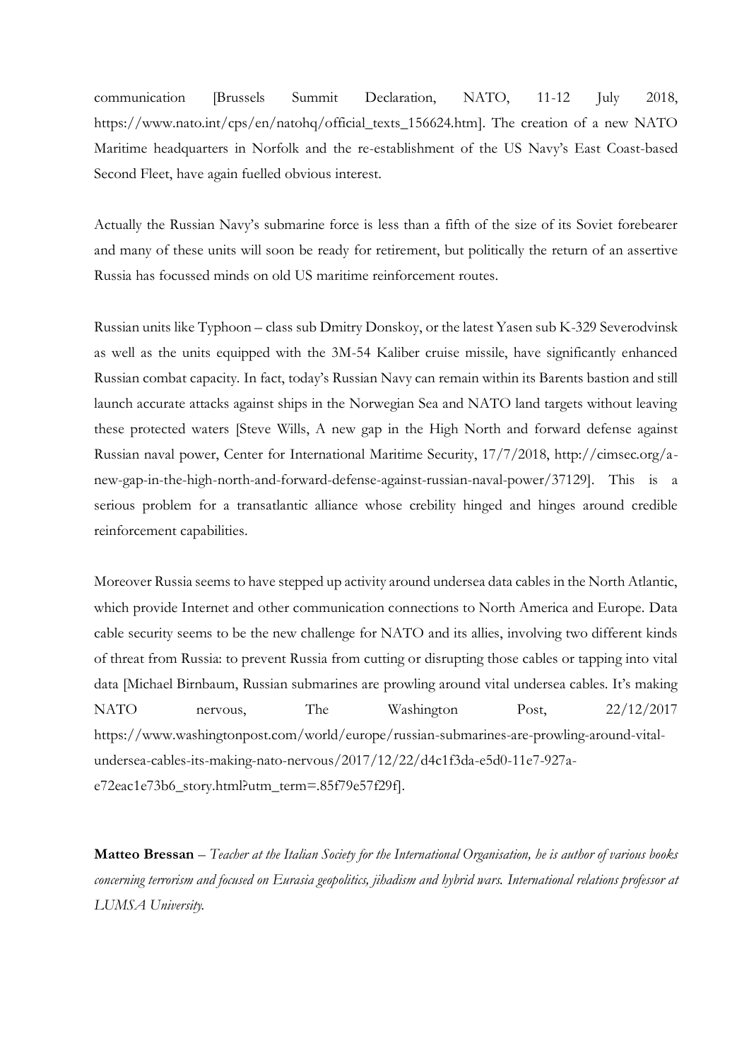communication [Brussels Summit Declaration, NATO, 11-12 July 2018, https://www.nato.int/cps/en/natohq/official_texts_156624.htm]. The creation of a new NATO Maritime headquarters in Norfolk and the re-establishment of the US Navy's East Coast-based Second Fleet, have again fuelled obvious interest.

Actually the Russian Navy's submarine force is less than a fifth of the size of its Soviet forebearer and many of these units will soon be ready for retirement, but politically the return of an assertive Russia has focussed minds on old US maritime reinforcement routes.

Russian units like Typhoon – class sub Dmitry Donskoy, or the latest Yasen sub K-329 Severodvinsk as well as the units equipped with the 3M-54 Kaliber cruise missile, have significantly enhanced Russian combat capacity. In fact, today's Russian Navy can remain within its Barents bastion and still launch accurate attacks against ships in the Norwegian Sea and NATO land targets without leaving these protected waters [Steve Wills, A new gap in the High North and forward defense against Russian naval power, Center for International Maritime Security, 17/7/2018, http://cimsec.org/a-new-gap-in-the-high-north-and-forward-defense-against-russian-naval-power/37129]. This is a serious problem for a transatlantic alliance whose crebility hinged and hinges around credible reinforcement capabilities.

Moreover Russia seems to have stepped up activity around undersea data cables in the North Atlantic, which provide Internet and other communication connections to North America and Europe. Data cable security seems to be the new challenge for NATO and its allies, involving two different kinds of threat from Russia: to prevent Russia from cutting or disrupting those cables or tapping into vital data [Michael Birnbaum, Russian submarines are prowling around vital undersea cables. It's making NATO nervous, The Washington Post, 22/12/2017 https://www.washingtonpost.com/world/europe/russian-submarines-are-prowling-around-vital-undersea-cables-its-making-nato-nervous/2017/12/22/d4c1f3da-e5d0-11e7-927a-e72eac1e73b6_story.html?utm_term=.85f79e57f29f].

**Matteo Bressan** – *Teacher at the Italian Society for the International Organisation, he is author of various books concerning terrorism and focused on Eurasia geopolitics, jihadism and hybrid wars. International relations professor at LUMSA University.*